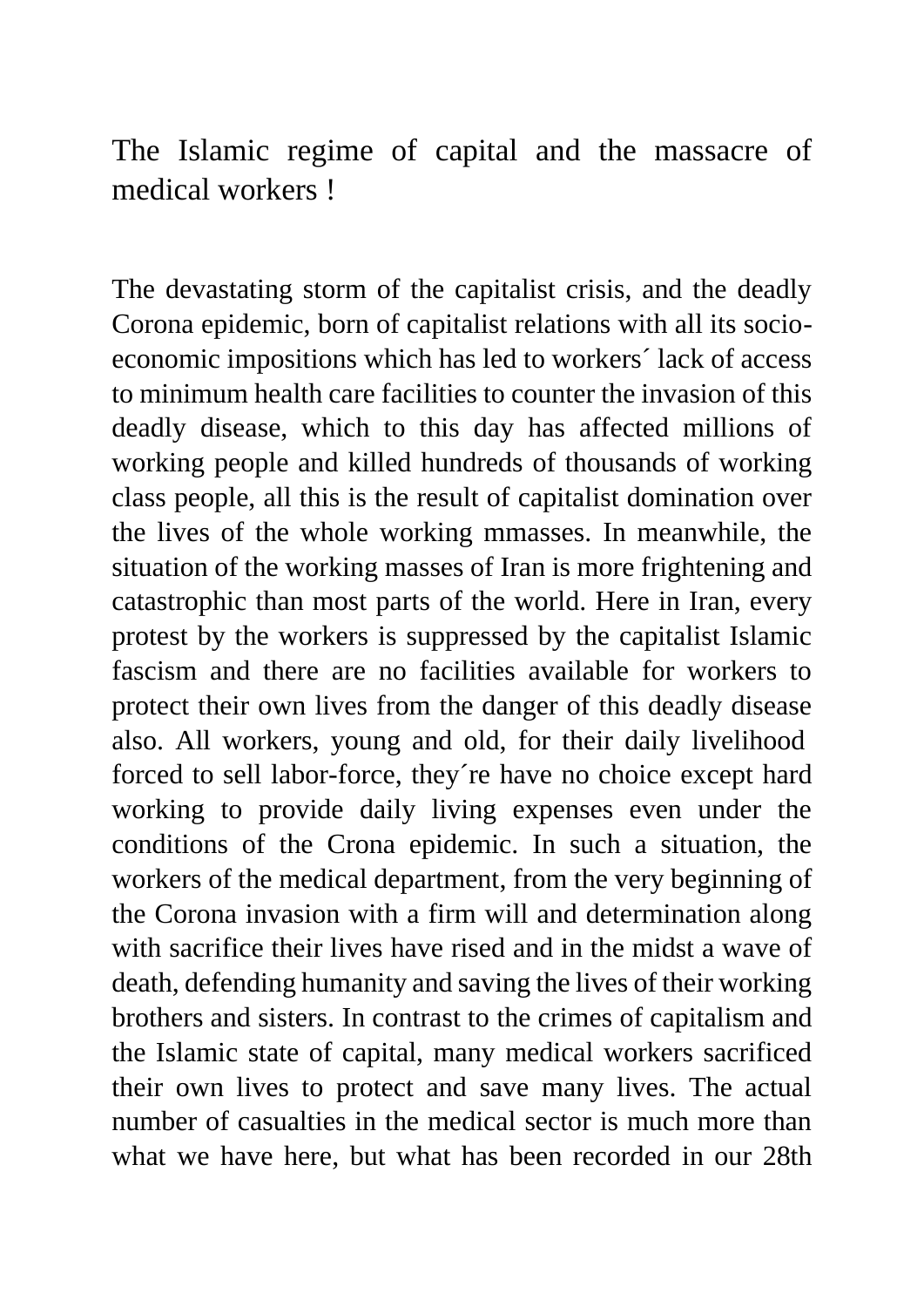# The Islamic regime of capital and the massacre of medical workers !

The devastating storm of the capitalist crisis, and the deadly Corona epidemic, born of capitalist relations with all its socio-economic impositions which has led to workers´ lack of access to minimum health care facilities to counter the invasion of this deadly disease, which to this day has affected millions of working people and killed hundreds of thousands of working class people, all this is the result of capitalist domination over the lives of the whole working mmasses. In meanwhile, the situation of the working masses of Iran is more frightening and catastrophic than most parts of the world. Here in Iran, every protest by the workers is suppressed by the capitalist Islamic fascism and there are no facilities available for workers to protect their own lives from the danger of this deadly disease also. All workers, young and old, for their daily livelihood forced to sell labor-force, they´re have no choice except hard working to provide daily living expenses even under the conditions of the Crona epidemic. In such a situation, the workers of the medical department, from the very beginning of the Corona invasion with a firm will and determination along with sacrifice their lives have rised and in the midst a wave of death, defending humanity and saving the lives of their working brothers and sisters. In contrast to the crimes of capitalism and the Islamic state of capital, many medical workers sacrificed their own lives to protect and save many lives. The actual number of casualties in the medical sector is much more than what we have here, but what has been recorded in our 28th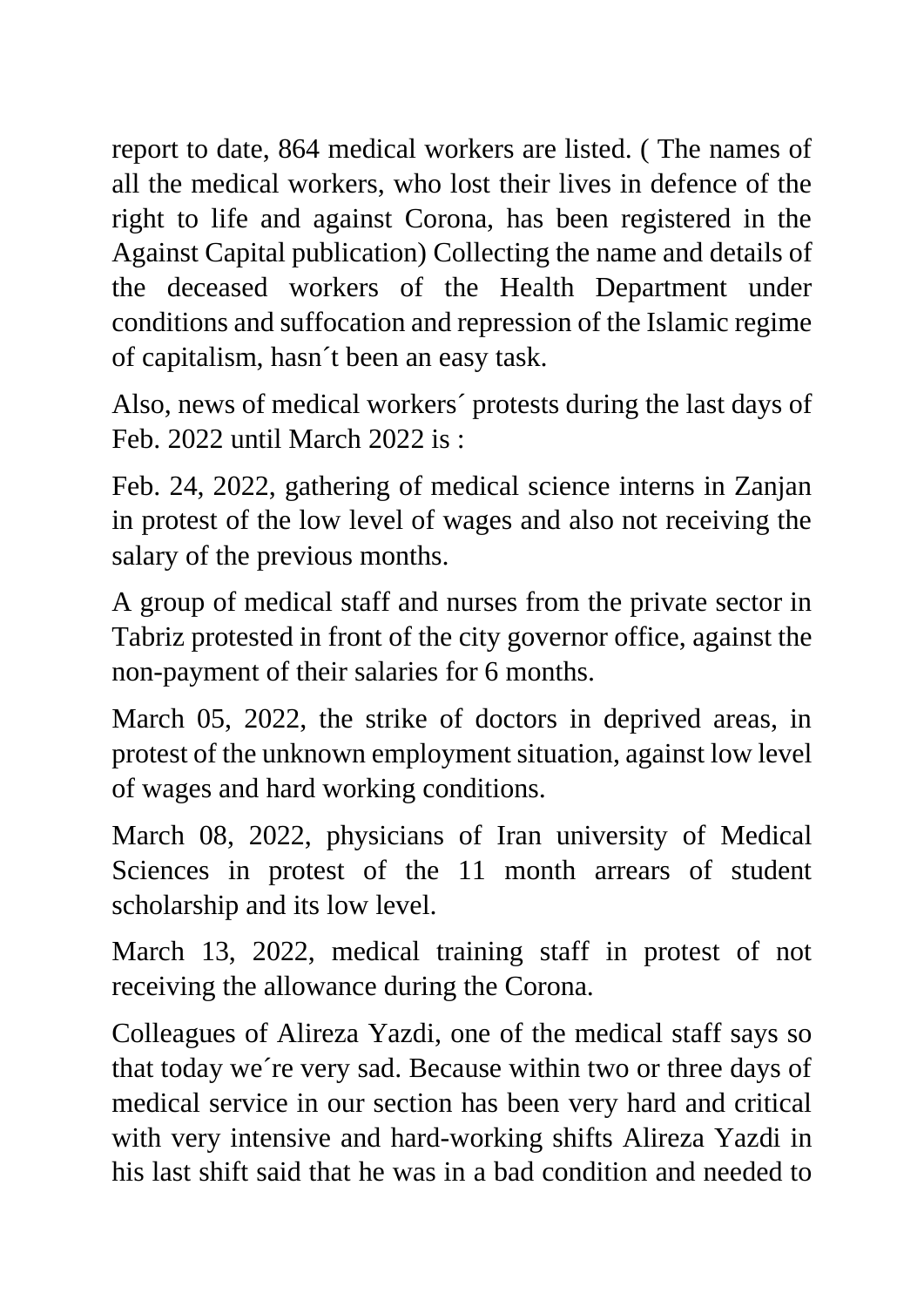report to date, 864 medical workers are listed. ( The names of all the medical workers, who lost their lives in defence of the right to life and against Corona, has been registered in the Against Capital publication) Collecting the name and details of the deceased workers of the Health Department under conditions and suffocation and repression of the Islamic regime of capitalism, hasn´t been an easy task.

Also, news of medical workers´ protests during the last days of Feb. 2022 until March 2022 is :

Feb. 24, 2022, gathering of medical science interns in Zanjan in protest of the low level of wages and also not receiving the salary of the previous months.

A group of medical staff and nurses from the private sector in Tabriz protested in front of the city governor office, against the non-payment of their salaries for 6 months.

March 05, 2022, the strike of doctors in deprived areas, in protest of the unknown employment situation, against low level of wages and hard working conditions.

March 08, 2022, physicians of Iran university of Medical Sciences in protest of the 11 month arrears of student scholarship and its low level.

March 13, 2022, medical training staff in protest of not receiving the allowance during the Corona.

Colleagues of Alireza Yazdi, one of the medical staff says so that today we´re very sad. Because within two or three days of medical service in our section has been very hard and critical with very intensive and hard-working shifts Alireza Yazdi in his last shift said that he was in a bad condition and needed to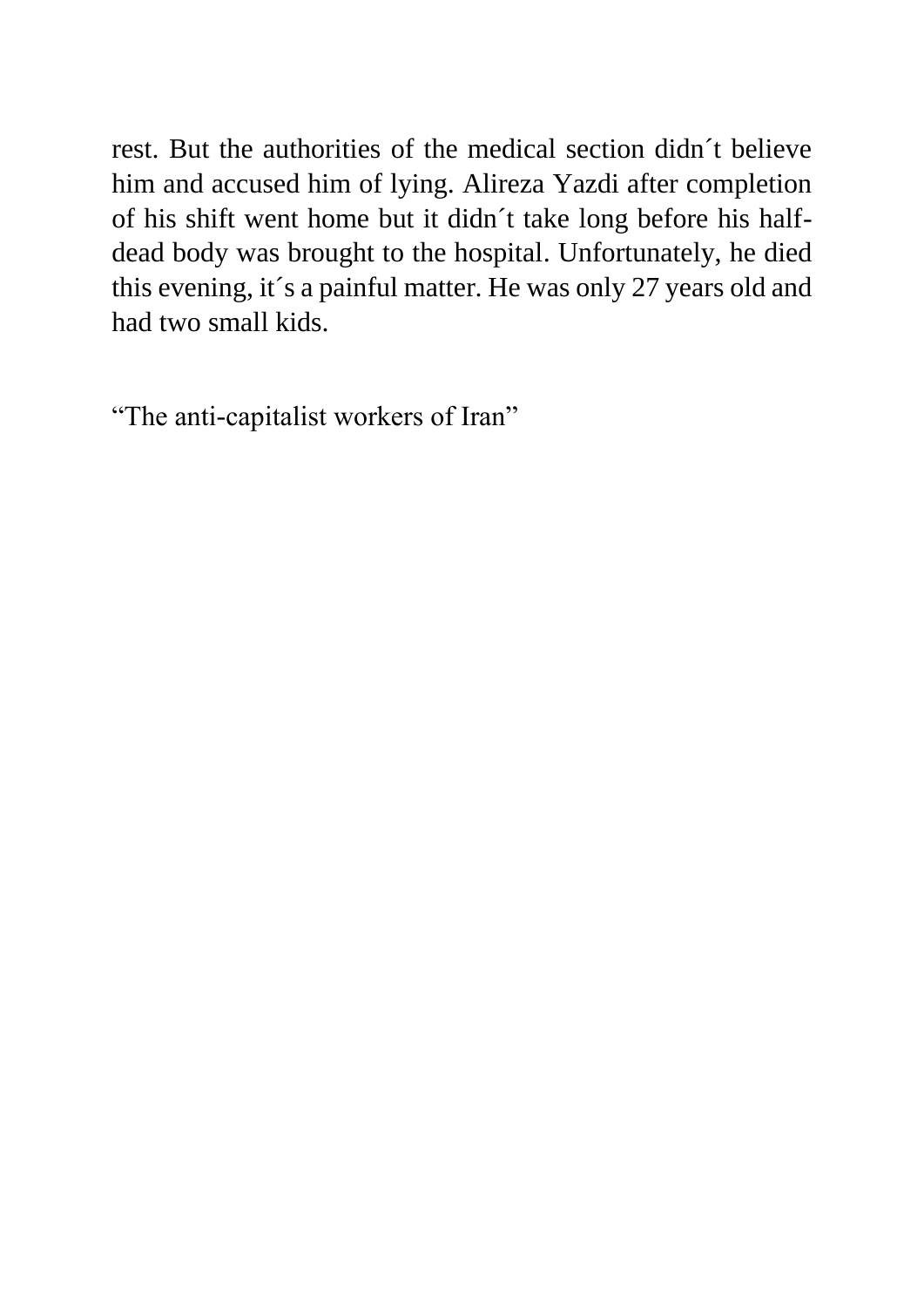rest. But the authorities of the medical section didn´t believe him and accused him of lying. Alireza Yazdi after completion of his shift went home but it didn´t take long before his half-dead body was brought to the hospital. Unfortunately, he died this evening, it´s a painful matter. He was only 27 years old and had two small kids.

“The anti-capitalist workers of Iran”